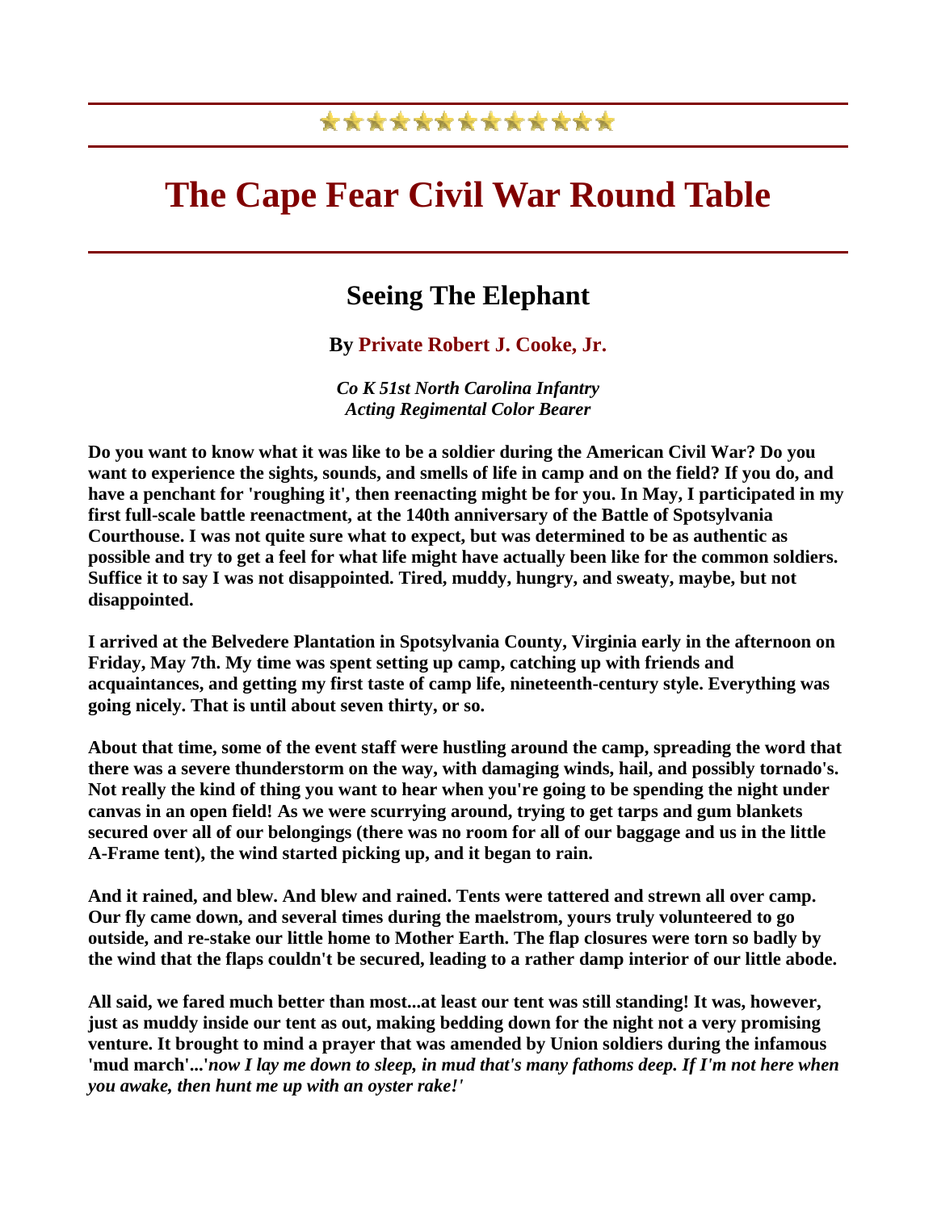# The Cape Fear Civil War Round Table

## Seeing The Elephant

**By Private Robert J. Cooke, Jr.**

***Co K 51st North Carolina Infantry***
***Acting Regimental Color Bearer***

**Do you want to know what it was like to be a soldier during the American Civil War? Do you want to experience the sights, sounds, and smells of life in camp and on the field? If you do, and have a penchant for 'roughing it', then reenacting might be for you. In May, I participated in my first full-scale battle reenactment, at the 140th anniversary of the Battle of Spotsylvania Courthouse. I was not quite sure what to expect, but was determined to be as authentic as possible and try to get a feel for what life might have actually been like for the common soldiers. Suffice it to say I was not disappointed. Tired, muddy, hungry, and sweaty, maybe, but not disappointed.**

**I arrived at the Belvedere Plantation in Spotsylvania County, Virginia early in the afternoon on Friday, May 7th. My time was spent setting up camp, catching up with friends and acquaintances, and getting my first taste of camp life, nineteenth-century style. Everything was going nicely. That is until about seven thirty, or so.**

**About that time, some of the event staff were hustling around the camp, spreading the word that there was a severe thunderstorm on the way, with damaging winds, hail, and possibly tornado's. Not really the kind of thing you want to hear when you're going to be spending the night under canvas in an open field! As we were scurrying around, trying to get tarps and gum blankets secured over all of our belongings (there was no room for all of our baggage and us in the little A-Frame tent), the wind started picking up, and it began to rain.**

**And it rained, and blew. And blew and rained. Tents were tattered and strewn all over camp. Our fly came down, and several times during the maelstrom, yours truly volunteered to go outside, and re-stake our little home to Mother Earth. The flap closures were torn so badly by the wind that the flaps couldn't be secured, leading to a rather damp interior of our little abode.**

**All said, we fared much better than most...at least our tent was still standing! It was, however, just as muddy inside our tent as out, making bedding down for the night not a very promising venture. It brought to mind a prayer that was amended by Union soldiers during the infamous 'mud march'...'*now I lay me down to sleep, in mud that's many fathoms deep. If I'm not here when you awake, then hunt me up with an oyster rake!'***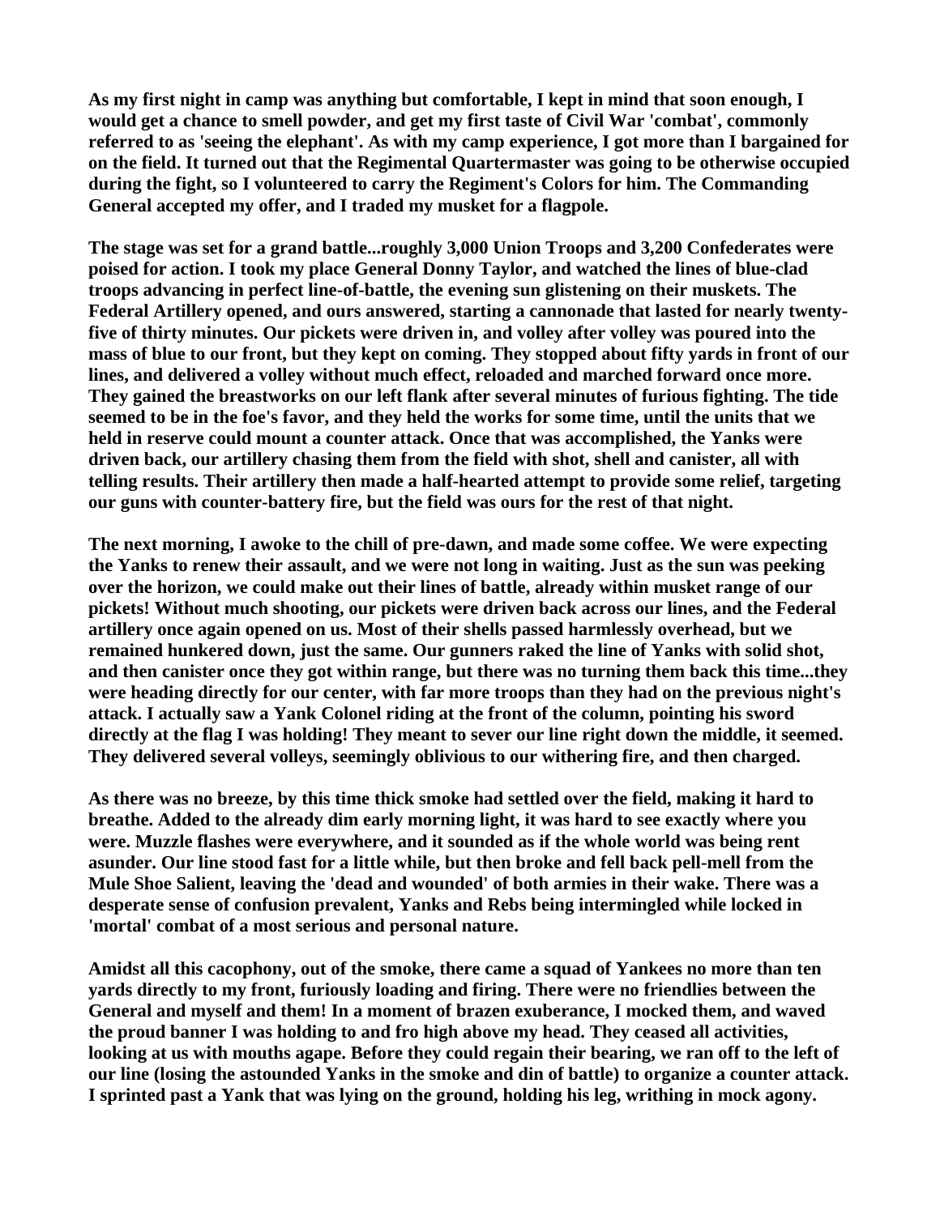**As my first night in camp was anything but comfortable, I kept in mind that soon enough, I would get a chance to smell powder, and get my first taste of Civil War 'combat', commonly referred to as 'seeing the elephant'. As with my camp experience, I got more than I bargained for on the field. It turned out that the Regimental Quartermaster was going to be otherwise occupied during the fight, so I volunteered to carry the Regiment's Colors for him. The Commanding General accepted my offer, and I traded my musket for a flagpole.**

**The stage was set for a grand battle...roughly 3,000 Union Troops and 3,200 Confederates were poised for action. I took my place General Donny Taylor, and watched the lines of blue-clad troops advancing in perfect line-of-battle, the evening sun glistening on their muskets. The Federal Artillery opened, and ours answered, starting a cannonade that lasted for nearly twenty-five of thirty minutes. Our pickets were driven in, and volley after volley was poured into the mass of blue to our front, but they kept on coming. They stopped about fifty yards in front of our lines, and delivered a volley without much effect, reloaded and marched forward once more. They gained the breastworks on our left flank after several minutes of furious fighting. The tide seemed to be in the foe's favor, and they held the works for some time, until the units that we held in reserve could mount a counter attack. Once that was accomplished, the Yanks were driven back, our artillery chasing them from the field with shot, shell and canister, all with telling results. Their artillery then made a half-hearted attempt to provide some relief, targeting our guns with counter-battery fire, but the field was ours for the rest of that night.**

**The next morning, I awoke to the chill of pre-dawn, and made some coffee. We were expecting the Yanks to renew their assault, and we were not long in waiting. Just as the sun was peeking over the horizon, we could make out their lines of battle, already within musket range of our pickets! Without much shooting, our pickets were driven back across our lines, and the Federal artillery once again opened on us. Most of their shells passed harmlessly overhead, but we remained hunkered down, just the same. Our gunners raked the line of Yanks with solid shot, and then canister once they got within range, but there was no turning them back this time...they were heading directly for our center, with far more troops than they had on the previous night's attack. I actually saw a Yank Colonel riding at the front of the column, pointing his sword directly at the flag I was holding! They meant to sever our line right down the middle, it seemed. They delivered several volleys, seemingly oblivious to our withering fire, and then charged.**

**As there was no breeze, by this time thick smoke had settled over the field, making it hard to breathe. Added to the already dim early morning light, it was hard to see exactly where you were. Muzzle flashes were everywhere, and it sounded as if the whole world was being rent asunder. Our line stood fast for a little while, but then broke and fell back pell-mell from the Mule Shoe Salient, leaving the 'dead and wounded' of both armies in their wake. There was a desperate sense of confusion prevalent, Yanks and Rebs being intermingled while locked in 'mortal' combat of a most serious and personal nature.**

**Amidst all this cacophony, out of the smoke, there came a squad of Yankees no more than ten yards directly to my front, furiously loading and firing. There were no friendlies between the General and myself and them! In a moment of brazen exuberance, I mocked them, and waved the proud banner I was holding to and fro high above my head. They ceased all activities, looking at us with mouths agape. Before they could regain their bearing, we ran off to the left of our line (losing the astounded Yanks in the smoke and din of battle) to organize a counter attack. I sprinted past a Yank that was lying on the ground, holding his leg, writhing in mock agony.**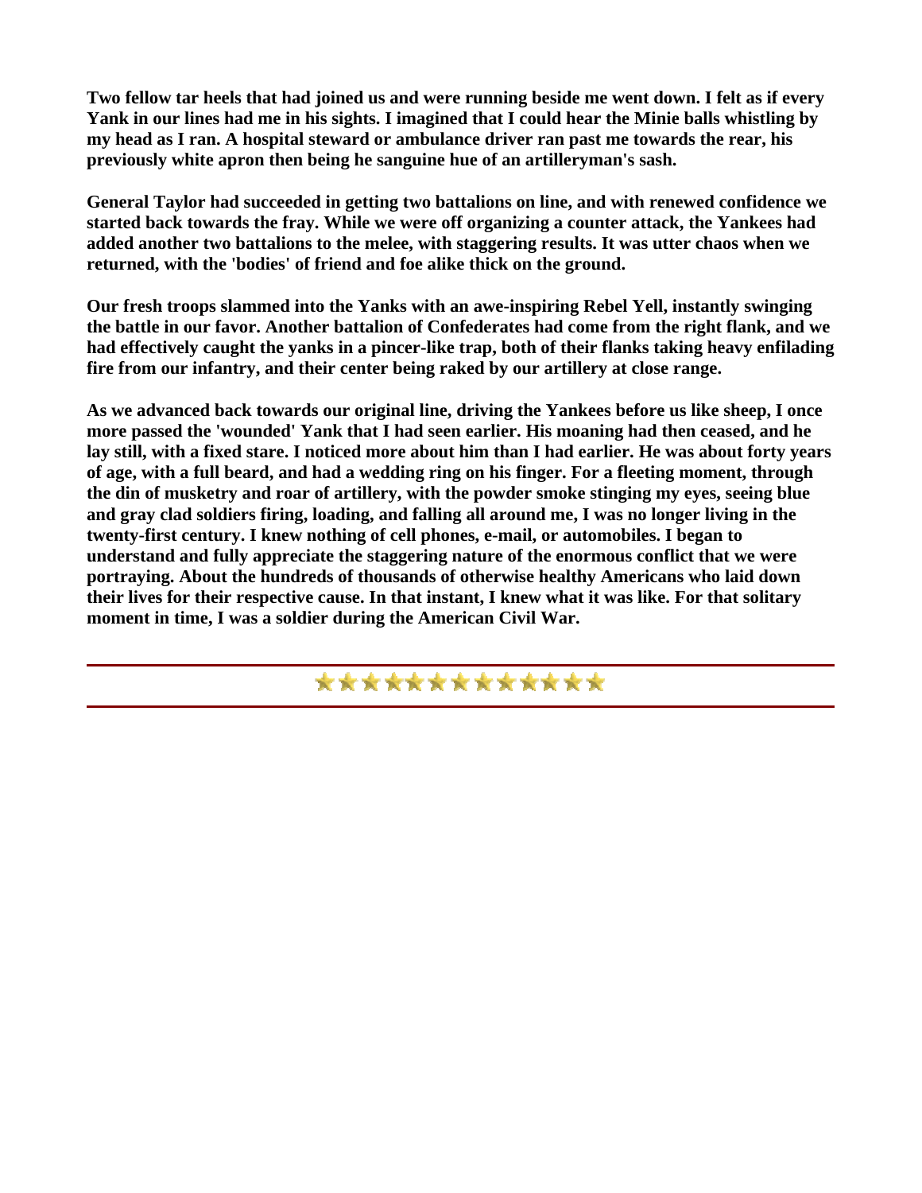**Two fellow tar heels that had joined us and were running beside me went down. I felt as if every Yank in our lines had me in his sights. I imagined that I could hear the Minie balls whistling by my head as I ran. A hospital steward or ambulance driver ran past me towards the rear, his previously white apron then being he sanguine hue of an artilleryman's sash.**

**General Taylor had succeeded in getting two battalions on line, and with renewed confidence we started back towards the fray. While we were off organizing a counter attack, the Yankees had added another two battalions to the melee, with staggering results. It was utter chaos when we returned, with the 'bodies' of friend and foe alike thick on the ground.**

**Our fresh troops slammed into the Yanks with an awe-inspiring Rebel Yell, instantly swinging the battle in our favor. Another battalion of Confederates had come from the right flank, and we had effectively caught the yanks in a pincer-like trap, both of their flanks taking heavy enfilading fire from our infantry, and their center being raked by our artillery at close range.**

**As we advanced back towards our original line, driving the Yankees before us like sheep, I once more passed the 'wounded' Yank that I had seen earlier. His moaning had then ceased, and he lay still, with a fixed stare. I noticed more about him than I had earlier. He was about forty years of age, with a full beard, and had a wedding ring on his finger. For a fleeting moment, through the din of musketry and roar of artillery, with the powder smoke stinging my eyes, seeing blue and gray clad soldiers firing, loading, and falling all around me, I was no longer living in the twenty-first century. I knew nothing of cell phones, e-mail, or automobiles. I began to understand and fully appreciate the staggering nature of the enormous conflict that we were portraying. About the hundreds of thousands of otherwise healthy Americans who laid down their lives for their respective cause. In that instant, I knew what it was like. For that solitary moment in time, I was a soldier during the American Civil War.**

---